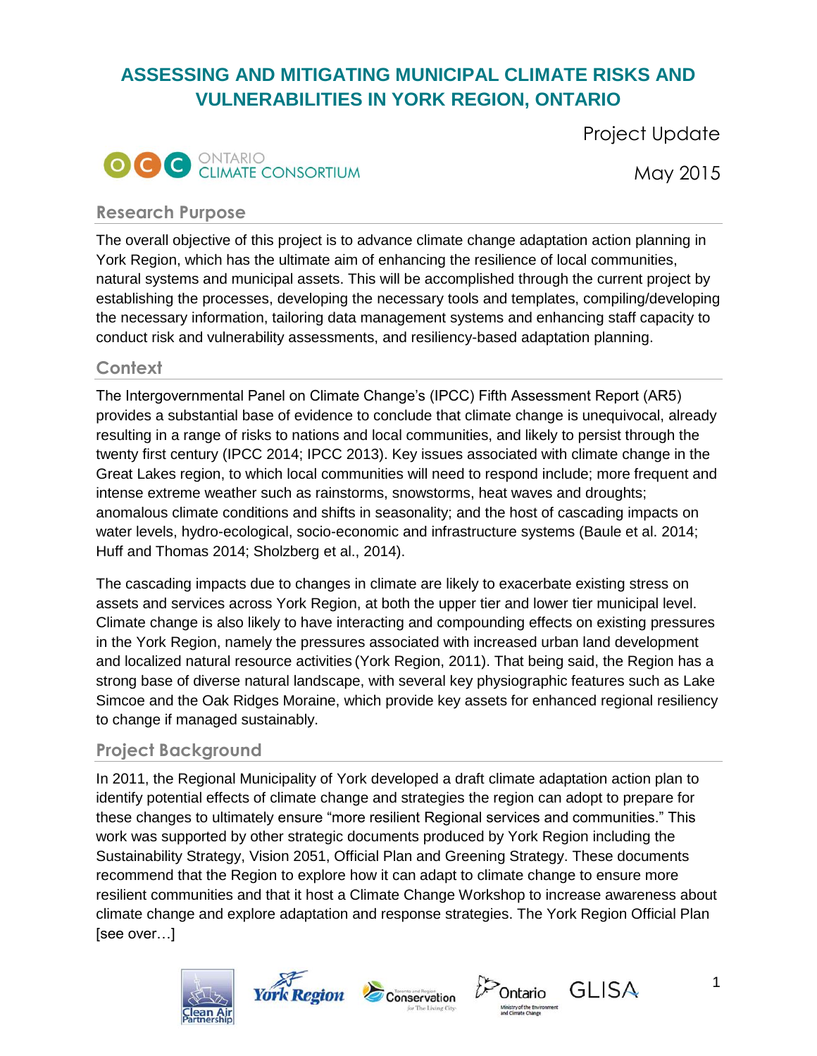# ASSESSING AND MITIGATING MUNICIPAL CLIMATE RISKS AND VULNERABILITIES IN YORK REGION, ONTARIO

Project Update

ONTARIO CLIMATE CONSORTIUM

May 2015

## Research Purpose

The overall objective of this project is to advance climate change adaptation action planning in York Region, which has the ultimate aim of enhancing the resilience of local communities, natural systems and municipal assets. This will be accomplished through the current project by establishing the processes, developing the necessary tools and templates, compiling/developing the necessary information, tailoring data management systems and enhancing staff capacity to conduct risk and vulnerability assessments, and resiliency-based adaptation planning.

## Context

The Intergovernmental Panel on Climate Change's (IPCC) Fifth Assessment Report (AR5) provides a substantial base of evidence to conclude that climate change is unequivocal, already resulting in a range of risks to nations and local communities, and likely to persist through the twenty first century (IPCC 2014; IPCC 2013). Key issues associated with climate change in the Great Lakes region, to which local communities will need to respond include; more frequent and intense extreme weather such as rainstorms, snowstorms, heat waves and droughts; anomalous climate conditions and shifts in seasonality; and the host of cascading impacts on water levels, hydro-ecological, socio-economic and infrastructure systems (Baule et al. 2014; Huff and Thomas 2014; Sholzberg et al., 2014).

The cascading impacts due to changes in climate are likely to exacerbate existing stress on assets and services across York Region, at both the upper tier and lower tier municipal level. Climate change is also likely to have interacting and compounding effects on existing pressures in the York Region, namely the pressures associated with increased urban land development and localized natural resource activities (York Region, 2011). That being said, the Region has a strong base of diverse natural landscape, with several key physiographic features such as Lake Simcoe and the Oak Ridges Moraine, which provide key assets for enhanced regional resiliency to change if managed sustainably.

## Project Background

In 2011, the Regional Municipality of York developed a draft climate adaptation action plan to identify potential effects of climate change and strategies the region can adopt to prepare for these changes to ultimately ensure "more resilient Regional services and communities." This work was supported by other strategic documents produced by York Region including the Sustainability Strategy, Vision 2051, Official Plan and Greening Strategy. These documents recommend that the Region to explore how it can adapt to climate change to ensure more resilient communities and that it host a Climate Change Workshop to increase awareness about climate change and explore adaptation and response strategies. The York Region Official Plan [see over…]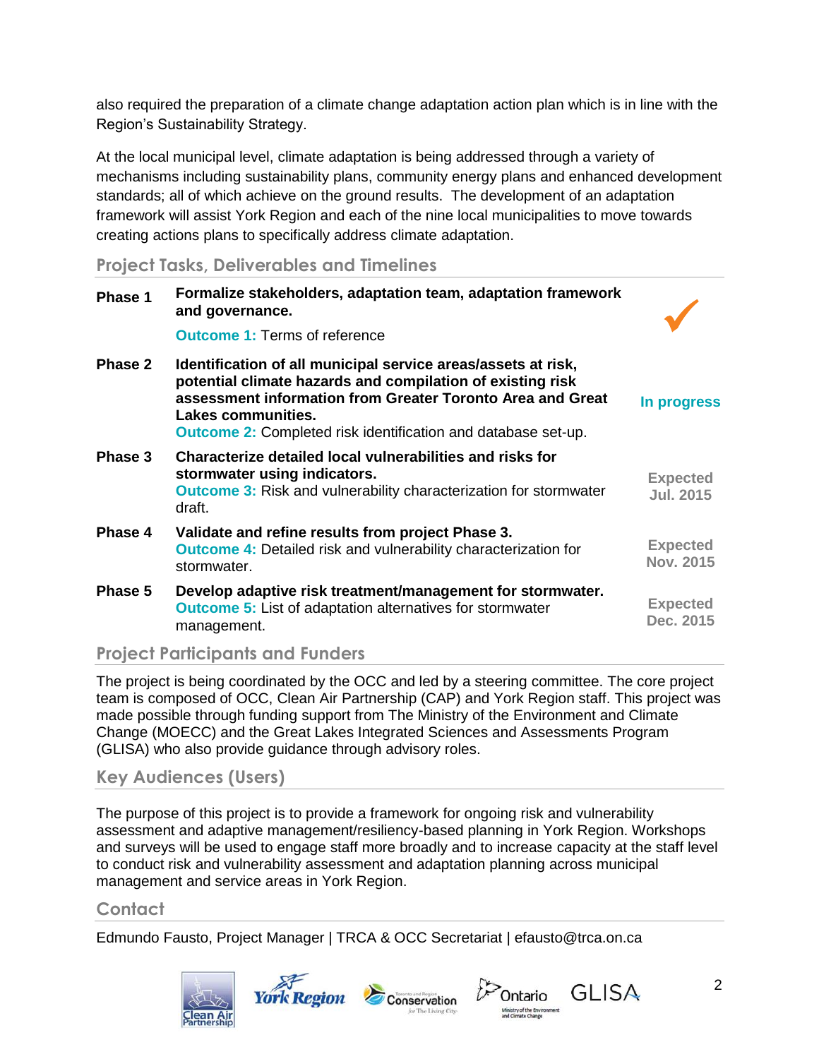also required the preparation of a climate change adaptation action plan which is in line with the Region's Sustainability Strategy.

At the local municipal level, climate adaptation is being addressed through a variety of mechanisms including sustainability plans, community energy plans and enhanced development standards; all of which achieve on the ground results. The development of an adaptation framework will assist York Region and each of the nine local municipalities to move towards creating actions plans to specifically address climate adaptation.

## Project Tasks, Deliverables and Timelines

| | | |
|---|---|---|
| **Phase 1** | **Formalize stakeholders, adaptation team, adaptation framework and governance.**<br>**Outcome 1:** Terms of reference | ✓ |
| **Phase 2** | **Identification of all municipal service areas/assets at risk, potential climate hazards and compilation of existing risk assessment information from Greater Toronto Area and Great Lakes communities.**<br>**Outcome 2:** Completed risk identification and database set-up. | **In progress** |
| **Phase 3** | **Characterize detailed local vulnerabilities and risks for stormwater using indicators.**<br>**Outcome 3:** Risk and vulnerability characterization for stormwater draft. | **Expected Jul. 2015** |
| **Phase 4** | **Validate and refine results from project Phase 3.**<br>**Outcome 4:** Detailed risk and vulnerability characterization for stormwater. | **Expected Nov. 2015** |
| **Phase 5** | **Develop adaptive risk treatment/management for stormwater.**<br>**Outcome 5:** List of adaptation alternatives for stormwater management. | **Expected Dec. 2015** |

## Project Participants and Funders

The project is being coordinated by the OCC and led by a steering committee. The core project team is composed of OCC, Clean Air Partnership (CAP) and York Region staff. This project was made possible through funding support from The Ministry of the Environment and Climate Change (MOECC) and the Great Lakes Integrated Sciences and Assessments Program (GLISA) who also provide guidance through advisory roles.

## Key Audiences (Users)

The purpose of this project is to provide a framework for ongoing risk and vulnerability assessment and adaptive management/resiliency-based planning in York Region. Workshops and surveys will be used to engage staff more broadly and to increase capacity at the staff level to conduct risk and vulnerability assessment and adaptation planning across municipal management and service areas in York Region.

## Contact

Edmundo Fausto, Project Manager | TRCA & OCC Secretariat | efausto@trca.on.ca